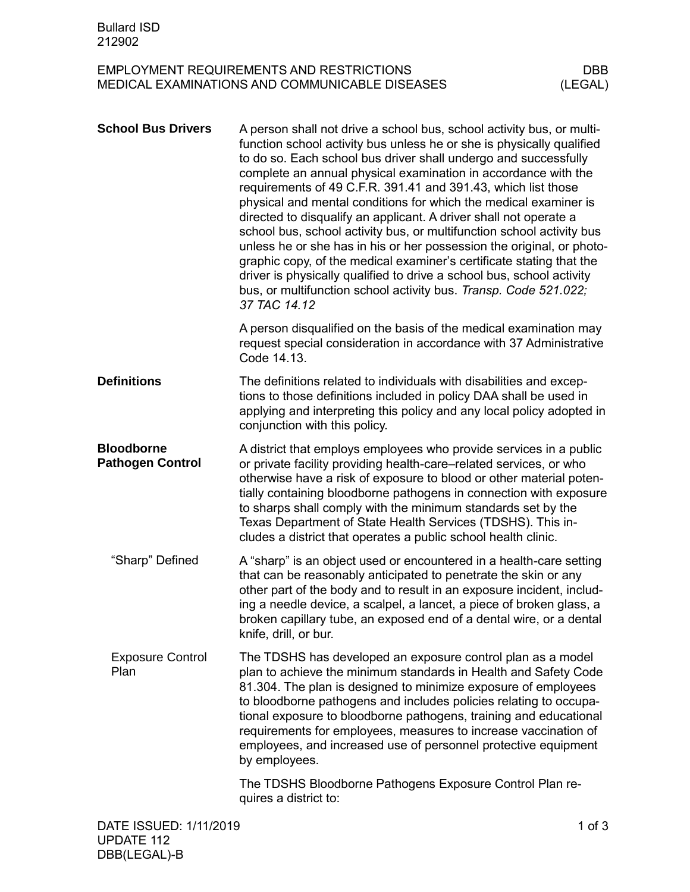Bullard ISD
212902

# EMPLOYMENT REQUIREMENTS AND RESTRICTIONS
# MEDICAL EXAMINATIONS AND COMMUNICABLE DISEASES

DBB (LEGAL)

## School Bus Drivers

A person shall not drive a school bus, school activity bus, or multifunction school activity bus unless he or she is physically qualified to do so. Each school bus driver shall undergo and successfully complete an annual physical examination in accordance with the requirements of 49 C.F.R. 391.41 and 391.43, which list those physical and mental conditions for which the medical examiner is directed to disqualify an applicant. A driver shall not operate a school bus, school activity bus, or multifunction school activity bus unless he or she has in his or her possession the original, or photographic copy, of the medical examiner's certificate stating that the driver is physically qualified to drive a school bus, school activity bus, or multifunction school activity bus. *Transp. Code 521.022; 37 TAC 14.12*

A person disqualified on the basis of the medical examination may request special consideration in accordance with 37 Administrative Code 14.13.

## Definitions

The definitions related to individuals with disabilities and exceptions to those definitions included in policy DAA shall be used in applying and interpreting this policy and any local policy adopted in conjunction with this policy.

## Bloodborne Pathogen Control

A district that employs employees who provide services in a public or private facility providing health-care–related services, or who otherwise have a risk of exposure to blood or other material potentially containing bloodborne pathogens in connection with exposure to sharps shall comply with the minimum standards set by the Texas Department of State Health Services (TDSHS). This includes a district that operates a public school health clinic.

### "Sharp" Defined

A "sharp" is an object used or encountered in a health-care setting that can be reasonably anticipated to penetrate the skin or any other part of the body and to result in an exposure incident, including a needle device, a scalpel, a lancet, a piece of broken glass, a broken capillary tube, an exposed end of a dental wire, or a dental knife, drill, or bur.

### Exposure Control Plan

The TDSHS has developed an exposure control plan as a model plan to achieve the minimum standards in Health and Safety Code 81.304. The plan is designed to minimize exposure of employees to bloodborne pathogens and includes policies relating to occupational exposure to bloodborne pathogens, training and educational requirements for employees, measures to increase vaccination of employees, and increased use of personnel protective equipment by employees.

The TDSHS Bloodborne Pathogens Exposure Control Plan requires a district to:

DATE ISSUED: 1/11/2019
UPDATE 112
DBB(LEGAL)-B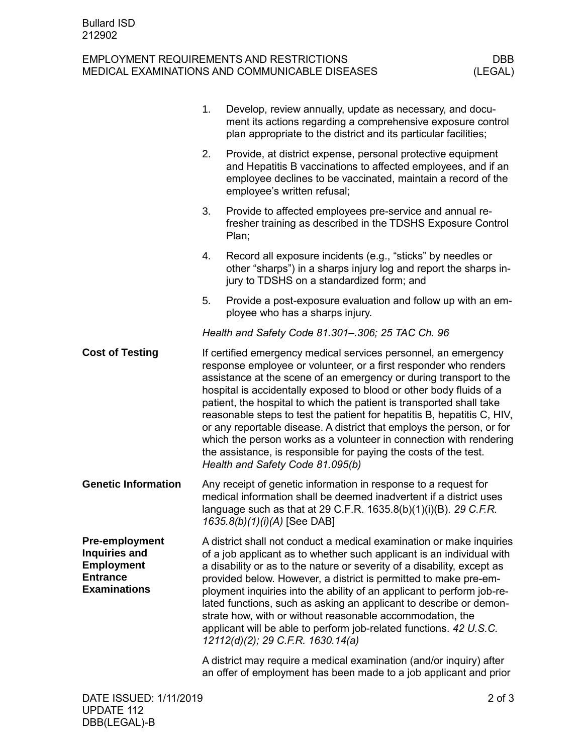1. Develop, review annually, update as necessary, and document its actions regarding a comprehensive exposure control plan appropriate to the district and its particular facilities;
2. Provide, at district expense, personal protective equipment and Hepatitis B vaccinations to affected employees, and if an employee declines to be vaccinated, maintain a record of the employee's written refusal;
3. Provide to affected employees pre-service and annual refresher training as described in the TDSHS Exposure Control Plan;
4. Record all exposure incidents (e.g., "sticks" by needles or other "sharps") in a sharps injury log and report the sharps injury to TDSHS on a standardized form; and
5. Provide a post-exposure evaluation and follow up with an employee who has a sharps injury.

*Health and Safety Code 81.301–.306; 25 TAC Ch. 96*

## Cost of Testing

If certified emergency medical services personnel, an emergency response employee or volunteer, or a first responder who renders assistance at the scene of an emergency or during transport to the hospital is accidentally exposed to blood or other body fluids of a patient, the hospital to which the patient is transported shall take reasonable steps to test the patient for hepatitis B, hepatitis C, HIV, or any reportable disease. A district that employs the person, or for which the person works as a volunteer in connection with rendering the assistance, is responsible for paying the costs of the test. *Health and Safety Code 81.095(b)*

## Genetic Information

Any receipt of genetic information in response to a request for medical information shall be deemed inadvertent if a district uses language such as that at 29 C.F.R. 1635.8(b)(1)(i)(B). *29 C.F.R. 1635.8(b)(1)(i)(A)* [See DAB]

## Pre-employment Inquiries and Employment Entrance Examinations

A district shall not conduct a medical examination or make inquiries of a job applicant as to whether such applicant is an individual with a disability or as to the nature or severity of a disability, except as provided below. However, a district is permitted to make pre-employment inquiries into the ability of an applicant to perform job-related functions, such as asking an applicant to describe or demonstrate how, with or without reasonable accommodation, the applicant will be able to perform job-related functions. *42 U.S.C. 12112(d)(2); 29 C.F.R. 1630.14(a)*

A district may require a medical examination (and/or inquiry) after an offer of employment has been made to a job applicant and prior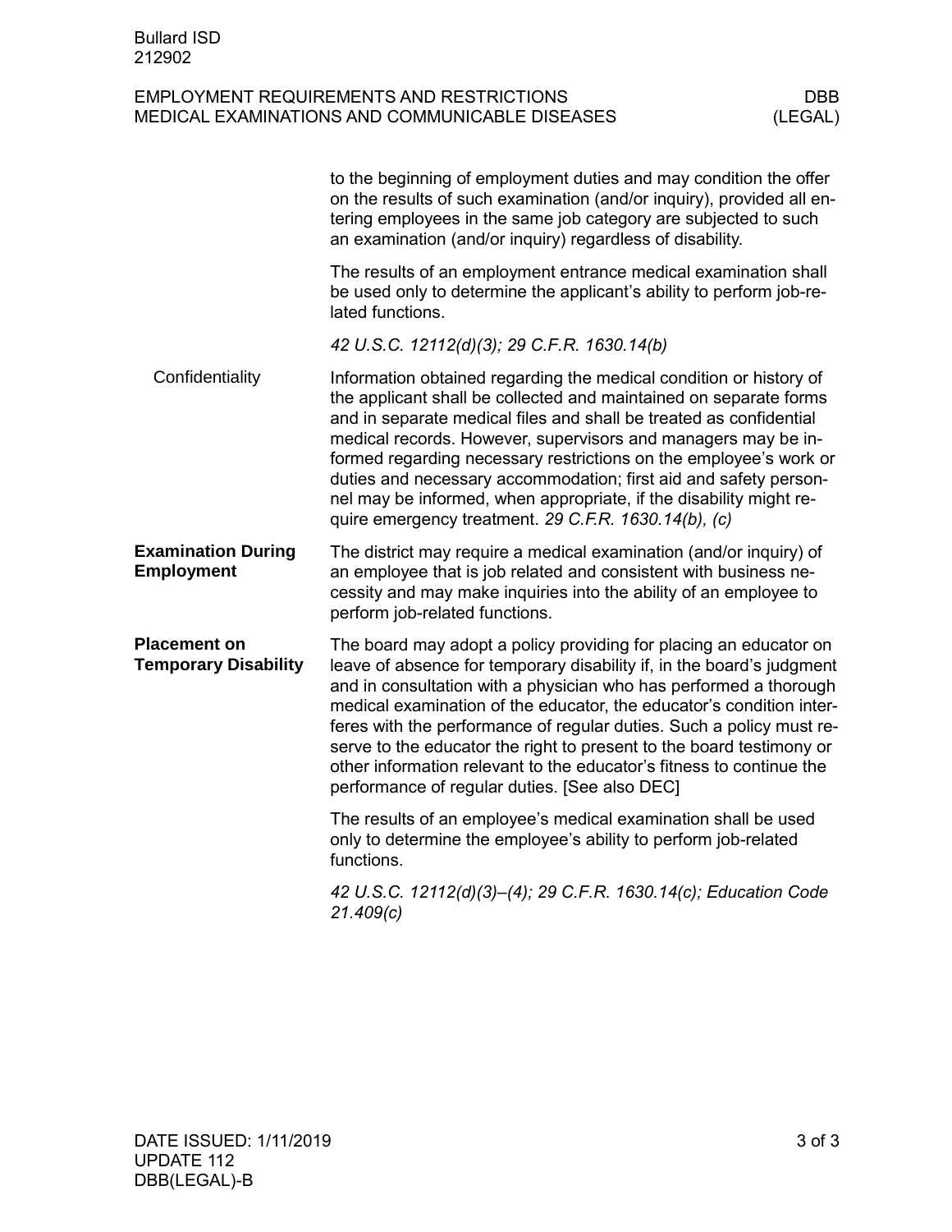to the beginning of employment duties and may condition the offer on the results of such examination (and/or inquiry), provided all entering employees in the same job category are subjected to such an examination (and/or inquiry) regardless of disability.

The results of an employment entrance medical examination shall be used only to determine the applicant's ability to perform job-related functions.

*42 U.S.C. 12112(d)(3); 29 C.F.R. 1630.14(b)*

#### Confidentiality

Information obtained regarding the medical condition or history of the applicant shall be collected and maintained on separate forms and in separate medical files and shall be treated as confidential medical records. However, supervisors and managers may be informed regarding necessary restrictions on the employee's work or duties and necessary accommodation; first aid and safety personnel may be informed, when appropriate, if the disability might require emergency treatment. *29 C.F.R. 1630.14(b), (c)*

### Examination During Employment

The district may require a medical examination (and/or inquiry) of an employee that is job related and consistent with business necessity and may make inquiries into the ability of an employee to perform job-related functions.

### Placement on Temporary Disability

The board may adopt a policy providing for placing an educator on leave of absence for temporary disability if, in the board's judgment and in consultation with a physician who has performed a thorough medical examination of the educator, the educator's condition interferes with the performance of regular duties. Such a policy must reserve to the educator the right to present to the board testimony or other information relevant to the educator's fitness to continue the performance of regular duties. [See also DEC]

The results of an employee's medical examination shall be used only to determine the employee's ability to perform job-related functions.

*42 U.S.C. 12112(d)(3)–(4); 29 C.F.R. 1630.14(c); Education Code 21.409(c)*